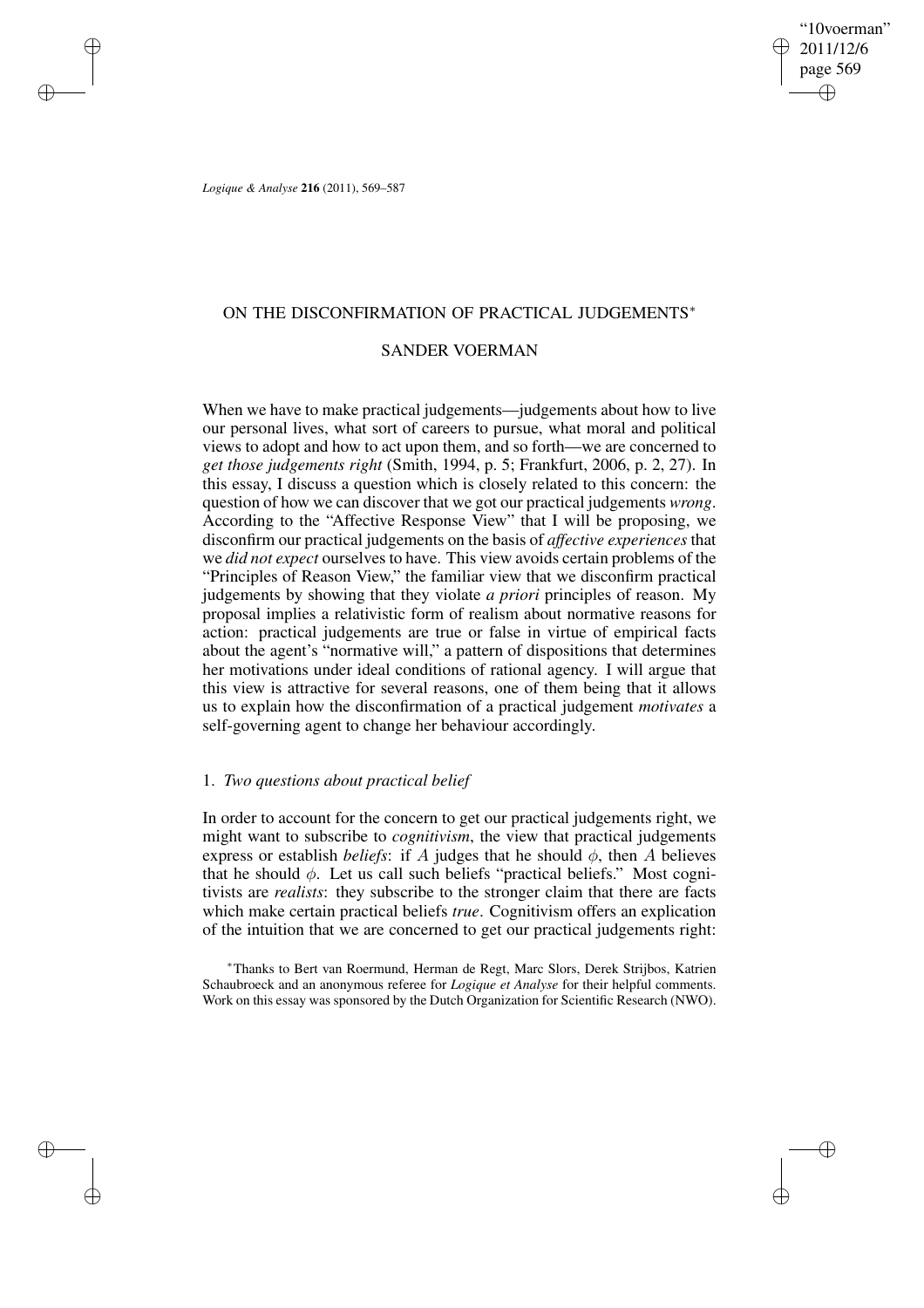# ON THE DISCONFIRMATION OF PRACTICAL JUDGEMENTS*

## SANDER VOERMAN

When we have to make practical judgements—judgements about how to live our personal lives, what sort of careers to pursue, what moral and political views to adopt and how to act upon them, and so forth—we are concerned to *get those judgements right* (Smith, 1994, p. 5; Frankfurt, 2006, p. 2, 27). In this essay, I discuss a question which is closely related to this concern: the question of how we can discover that we got our practical judgements *wrong*. According to the "Affective Response View" that I will be proposing, we disconfirm our practical judgements on the basis of *affective experiences* that we *did not expect* ourselves to have. This view avoids certain problems of the "Principles of Reason View," the familiar view that we disconfirm practical judgements by showing that they violate *a priori* principles of reason. My proposal implies a relativistic form of realism about normative reasons for action: practical judgements are true or false in virtue of empirical facts about the agent's "normative will," a pattern of dispositions that determines her motivations under ideal conditions of rational agency. I will argue that this view is attractive for several reasons, one of them being that it allows us to explain how the disconfirmation of a practical judgement *motivates* a self-governing agent to change her behaviour accordingly.

### 1. *Two questions about practical belief*

In order to account for the concern to get our practical judgements right, we might want to subscribe to *cognitivism*, the view that practical judgements express or establish *beliefs*: if $A$ judges that he should $\phi$, then $A$ believes that he should $\phi$. Let us call such beliefs "practical beliefs." Most cognitivists are *realists*: they subscribe to the stronger claim that there are facts which make certain practical beliefs *true*. Cognitivism offers an explication of the intuition that we are concerned to get our practical judgements right:

*Thanks to Bert van Roermund, Herman de Regt, Marc Slors, Derek Strijbos, Katrien Schaubroeck and an anonymous referee for *Logique et Analyse* for their helpful comments. Work on this essay was sponsored by the Dutch Organization for Scientific Research (NWO).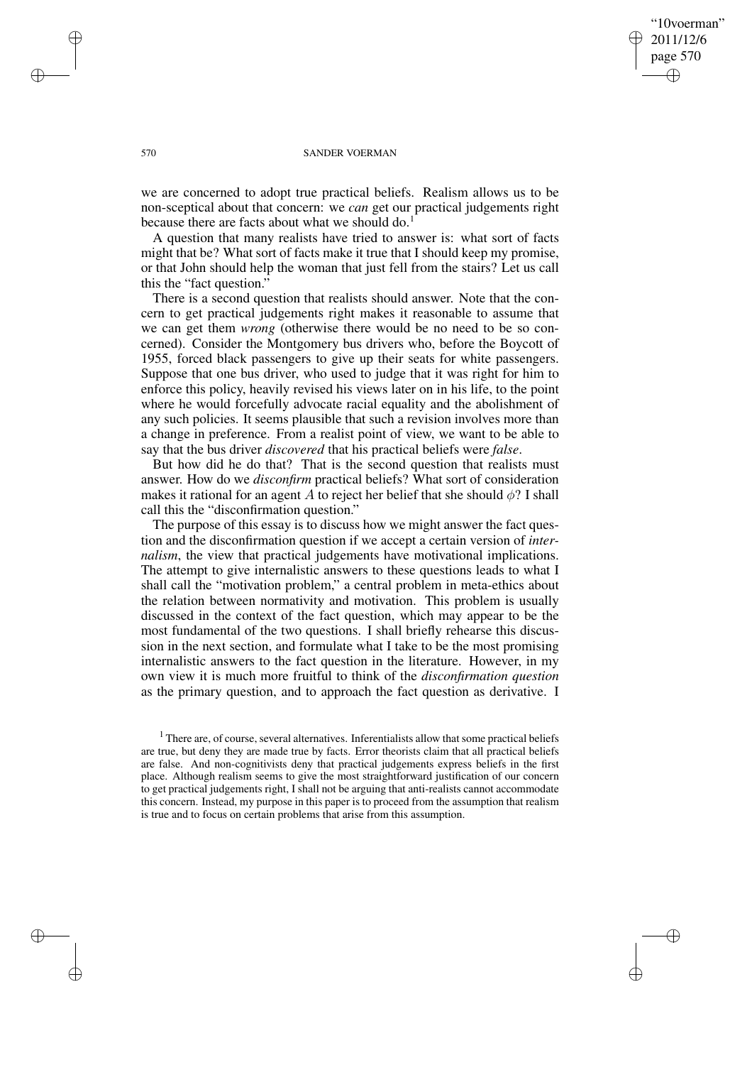we are concerned to adopt true practical beliefs. Realism allows us to be non-sceptical about that concern: we *can* get our practical judgements right because there are facts about what we should do.[1]

A question that many realists have tried to answer is: what sort of facts might that be? What sort of facts make it true that I should keep my promise, or that John should help the woman that just fell from the stairs? Let us call this the "fact question."

There is a second question that realists should answer. Note that the concern to get practical judgements right makes it reasonable to assume that we can get them *wrong* (otherwise there would be no need to be so concerned). Consider the Montgomery bus drivers who, before the Boycott of 1955, forced black passengers to give up their seats for white passengers. Suppose that one bus driver, who used to judge that it was right for him to enforce this policy, heavily revised his views later on in his life, to the point where he would forcefully advocate racial equality and the abolishment of any such policies. It seems plausible that such a revision involves more than a change in preference. From a realist point of view, we want to be able to say that the bus driver *discovered* that his practical beliefs were *false*.

But how did he do that? That is the second question that realists must answer. How do we *disconfirm* practical beliefs? What sort of consideration makes it rational for an agent $A$ to reject her belief that she should $\phi$? I shall call this the "disconfirmation question."

The purpose of this essay is to discuss how we might answer the fact question and the disconfirmation question if we accept a certain version of *internalism*, the view that practical judgements have motivational implications. The attempt to give internalistic answers to these questions leads to what I shall call the "motivation problem," a central problem in meta-ethics about the relation between normativity and motivation. This problem is usually discussed in the context of the fact question, which may appear to be the most fundamental of the two questions. I shall briefly rehearse this discussion in the next section, and formulate what I take to be the most promising internalistic answers to the fact question in the literature. However, in my own view it is much more fruitful to think of the *disconfirmation question* as the primary question, and to approach the fact question as derivative. I

[1] There are, of course, several alternatives. Inferentialists allow that some practical beliefs are true, but deny they are made true by facts. Error theorists claim that all practical beliefs are false. And non-cognitivists deny that practical judgements express beliefs in the first place. Although realism seems to give the most straightforward justification of our concern to get practical judgements right, I shall not be arguing that anti-realists cannot accommodate this concern. Instead, my purpose in this paper is to proceed from the assumption that realism is true and to focus on certain problems that arise from this assumption.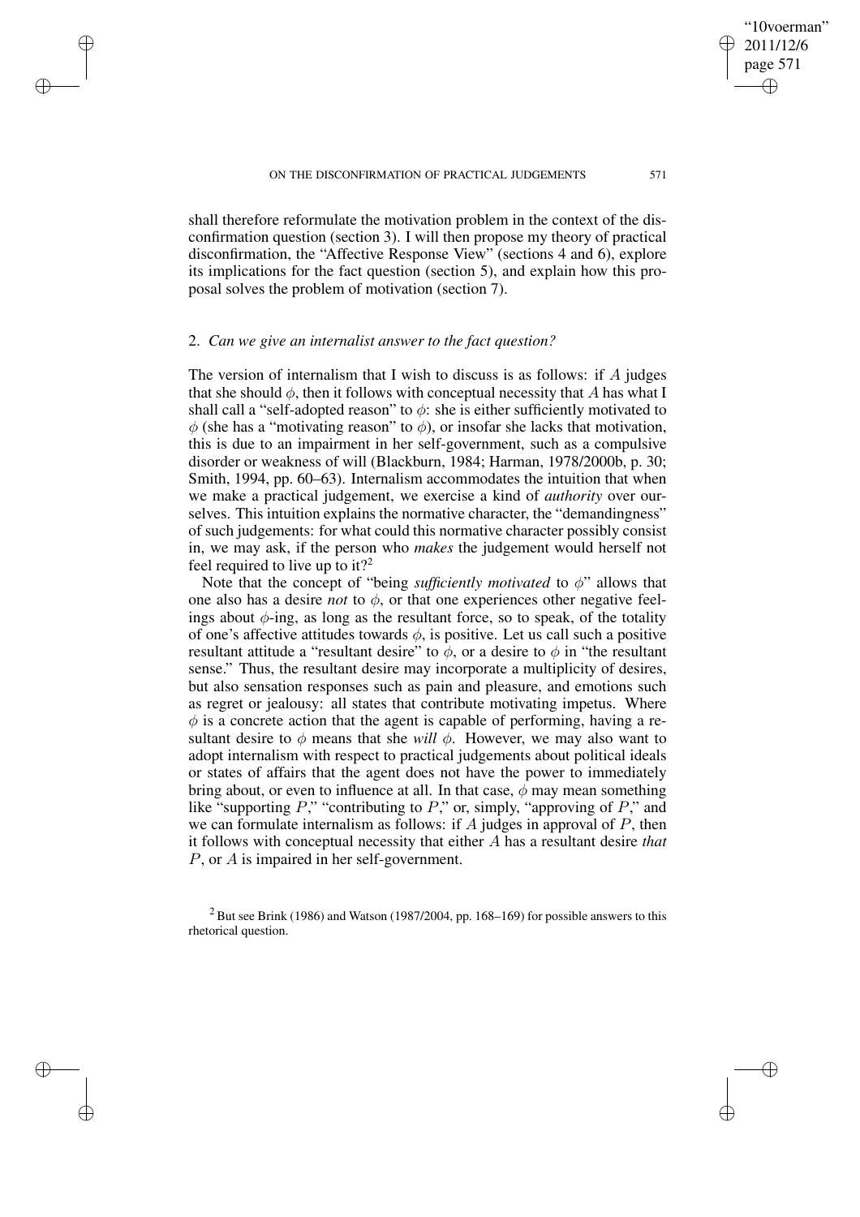shall therefore reformulate the motivation problem in the context of the disconfirmation question (section 3). I will then propose my theory of practical disconfirmation, the "Affective Response View" (sections 4 and 6), explore its implications for the fact question (section 5), and explain how this proposal solves the problem of motivation (section 7).

## 2. *Can we give an internalist answer to the fact question?*

The version of internalism that I wish to discuss is as follows: if $A$ judges that she should $\phi$, then it follows with conceptual necessity that $A$ has what I shall call a "self-adopted reason" to $\phi$: she is either sufficiently motivated to $\phi$ (she has a "motivating reason" to $\phi$), or insofar she lacks that motivation, this is due to an impairment in her self-government, such as a compulsive disorder or weakness of will (Blackburn, 1984; Harman, 1978/2000b, p. 30; Smith, 1994, pp. 60–63). Internalism accommodates the intuition that when we make a practical judgement, we exercise a kind of *authority* over ourselves. This intuition explains the normative character, the "demandingness" of such judgements: for what could this normative character possibly consist in, we may ask, if the person who *makes* the judgement would herself not feel required to live up to it?[2]

Note that the concept of "being *sufficiently motivated* to $\phi$" allows that one also has a desire *not* to $\phi$, or that one experiences other negative feelings about $\phi$-ing, as long as the resultant force, so to speak, of the totality of one's affective attitudes towards $\phi$, is positive. Let us call such a positive resultant attitude a "resultant desire" to $\phi$, or a desire to $\phi$ in "the resultant sense." Thus, the resultant desire may incorporate a multiplicity of desires, but also sensation responses such as pain and pleasure, and emotions such as regret or jealousy: all states that contribute motivating impetus. Where $\phi$ is a concrete action that the agent is capable of performing, having a resultant desire to $\phi$ means that she *will* $\phi$. However, we may also want to adopt internalism with respect to practical judgements about political ideals or states of affairs that the agent does not have the power to immediately bring about, or even to influence at all. In that case, $\phi$ may mean something like "supporting $P$," "contributing to $P$," or, simply, "approving of $P$," and we can formulate internalism as follows: if $A$ judges in approval of $P$, then it follows with conceptual necessity that either $A$ has a resultant desire *that* $P$, or $A$ is impaired in her self-government.

[2] But see Brink (1986) and Watson (1987/2004, pp. 168–169) for possible answers to this rhetorical question.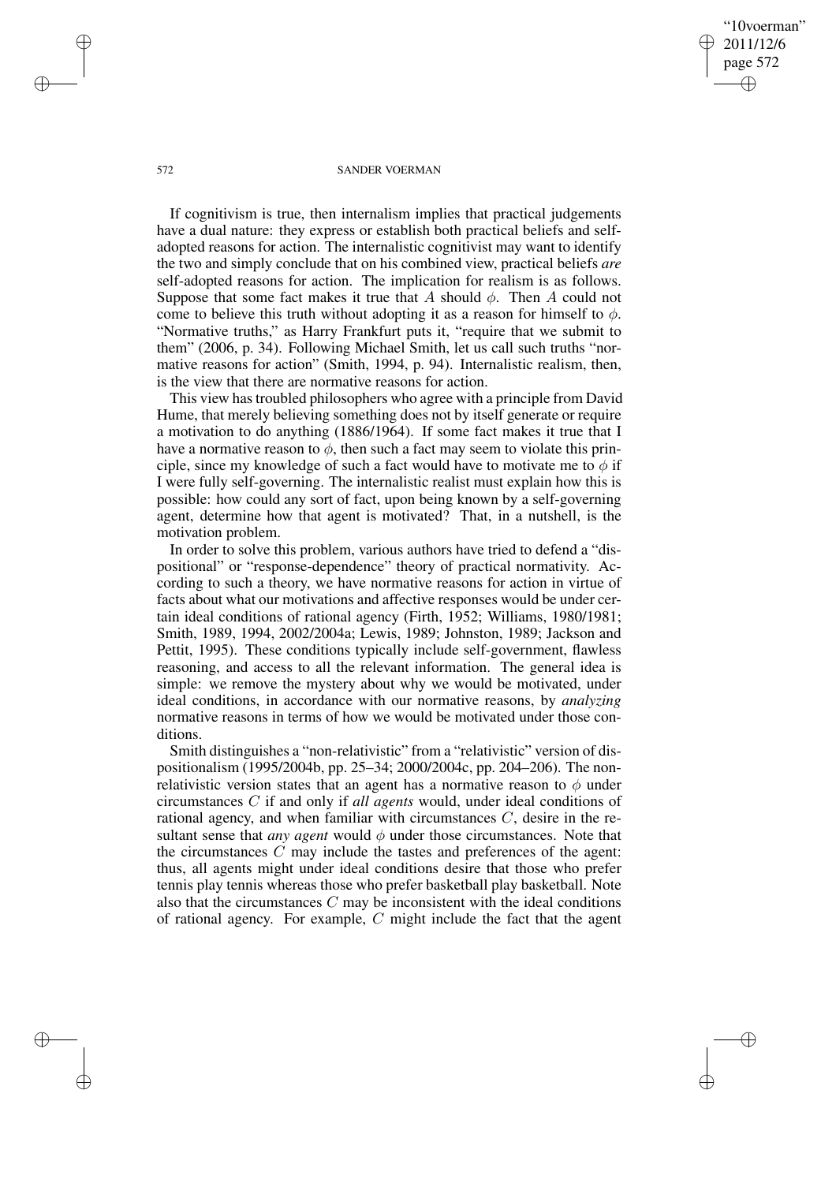If cognitivism is true, then internalism implies that practical judgements have a dual nature: they express or establish both practical beliefs and self-adopted reasons for action. The internalistic cognitivist may want to identify the two and simply conclude that on his combined view, practical beliefs *are* self-adopted reasons for action. The implication for realism is as follows. Suppose that some fact makes it true that $A$ should $\phi$. Then $A$ could not come to believe this truth without adopting it as a reason for himself to $\phi$. "Normative truths," as Harry Frankfurt puts it, "require that we submit to them" (2006, p. 34). Following Michael Smith, let us call such truths "normative reasons for action" (Smith, 1994, p. 94). Internalistic realism, then, is the view that there are normative reasons for action.

This view has troubled philosophers who agree with a principle from David Hume, that merely believing something does not by itself generate or require a motivation to do anything (1886/1964). If some fact makes it true that I have a normative reason to $\phi$, then such a fact may seem to violate this principle, since my knowledge of such a fact would have to motivate me to $\phi$ if I were fully self-governing. The internalistic realist must explain how this is possible: how could any sort of fact, upon being known by a self-governing agent, determine how that agent is motivated? That, in a nutshell, is the motivation problem.

In order to solve this problem, various authors have tried to defend a "dispositional" or "response-dependence" theory of practical normativity. According to such a theory, we have normative reasons for action in virtue of facts about what our motivations and affective responses would be under certain ideal conditions of rational agency (Firth, 1952; Williams, 1980/1981; Smith, 1989, 1994, 2002/2004a; Lewis, 1989; Johnston, 1989; Jackson and Pettit, 1995). These conditions typically include self-government, flawless reasoning, and access to all the relevant information. The general idea is simple: we remove the mystery about why we would be motivated, under ideal conditions, in accordance with our normative reasons, by *analyzing* normative reasons in terms of how we would be motivated under those conditions.

Smith distinguishes a "non-relativistic" from a "relativistic" version of dispositionalism (1995/2004b, pp. 25–34; 2000/2004c, pp. 204–206). The non-relativistic version states that an agent has a normative reason to $\phi$ under circumstances $C$ if and only if *all agents* would, under ideal conditions of rational agency, and when familiar with circumstances $C$, desire in the resultant sense that *any agent* would $\phi$ under those circumstances. Note that the circumstances $C$ may include the tastes and preferences of the agent: thus, all agents might under ideal conditions desire that those who prefer tennis play tennis whereas those who prefer basketball play basketball. Note also that the circumstances $C$ may be inconsistent with the ideal conditions of rational agency. For example, $C$ might include the fact that the agent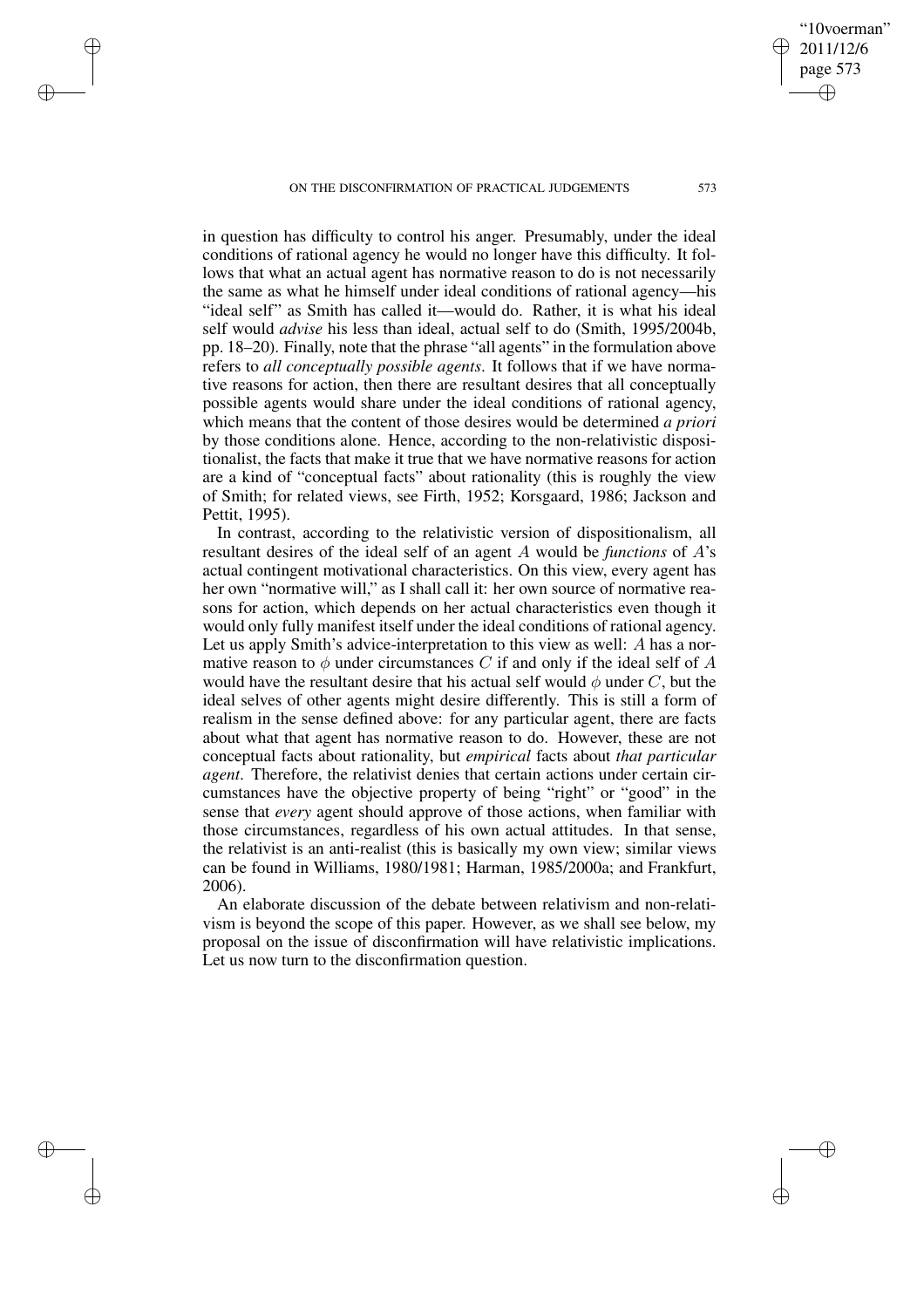in question has difficulty to control his anger. Presumably, under the ideal conditions of rational agency he would no longer have this difficulty. It follows that what an actual agent has normative reason to do is not necessarily the same as what he himself under ideal conditions of rational agency—his "ideal self" as Smith has called it—would do. Rather, it is what his ideal self would *advise* his less than ideal, actual self to do (Smith, 1995/2004b, pp. 18–20). Finally, note that the phrase "all agents" in the formulation above refers to *all conceptually possible agents*. It follows that if we have normative reasons for action, then there are resultant desires that all conceptually possible agents would share under the ideal conditions of rational agency, which means that the content of those desires would be determined *a priori* by those conditions alone. Hence, according to the non-relativistic dispositionalist, the facts that make it true that we have normative reasons for action are a kind of "conceptual facts" about rationality (this is roughly the view of Smith; for related views, see Firth, 1952; Korsgaard, 1986; Jackson and Pettit, 1995).

In contrast, according to the relativistic version of dispositionalism, all resultant desires of the ideal self of an agent $A$ would be *functions* of $A$'s actual contingent motivational characteristics. On this view, every agent has her own "normative will," as I shall call it: her own source of normative reasons for action, which depends on her actual characteristics even though it would only fully manifest itself under the ideal conditions of rational agency. Let us apply Smith's advice-interpretation to this view as well: $A$ has a normative reason to $\phi$ under circumstances $C$ if and only if the ideal self of $A$ would have the resultant desire that his actual self would $\phi$ under $C$, but the ideal selves of other agents might desire differently. This is still a form of realism in the sense defined above: for any particular agent, there are facts about what that agent has normative reason to do. However, these are not conceptual facts about rationality, but *empirical* facts about *that particular agent*. Therefore, the relativist denies that certain actions under certain circumstances have the objective property of being "right" or "good" in the sense that *every* agent should approve of those actions, when familiar with those circumstances, regardless of his own actual attitudes. In that sense, the relativist is an anti-realist (this is basically my own view; similar views can be found in Williams, 1980/1981; Harman, 1985/2000a; and Frankfurt, 2006).

An elaborate discussion of the debate between relativism and non-relativism is beyond the scope of this paper. However, as we shall see below, my proposal on the issue of disconfirmation will have relativistic implications. Let us now turn to the disconfirmation question.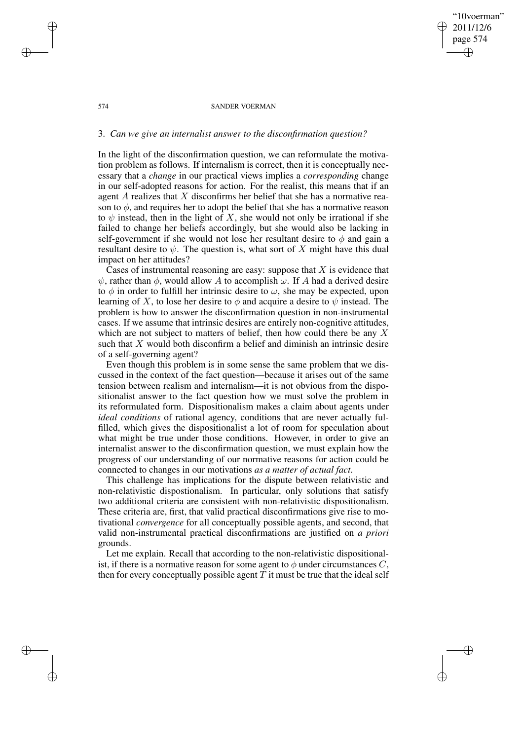### 3. *Can we give an internalist answer to the disconfirmation question?*

In the light of the disconfirmation question, we can reformulate the motivation problem as follows. If internalism is correct, then it is conceptually necessary that a *change* in our practical views implies a *corresponding* change in our self-adopted reasons for action. For the realist, this means that if an agent $A$ realizes that $X$ disconfirms her belief that she has a normative reason to $\phi$, and requires her to adopt the belief that she has a normative reason to $\psi$ instead, then in the light of $X$, she would not only be irrational if she failed to change her beliefs accordingly, but she would also be lacking in self-government if she would not lose her resultant desire to $\phi$ and gain a resultant desire to $\psi$. The question is, what sort of $X$ might have this dual impact on her attitudes?

Cases of instrumental reasoning are easy: suppose that $X$ is evidence that $\psi$, rather than $\phi$, would allow $A$ to accomplish $\omega$. If $A$ had a derived desire to $\phi$ in order to fulfill her intrinsic desire to $\omega$, she may be expected, upon learning of $X$, to lose her desire to $\phi$ and acquire a desire to $\psi$ instead. The problem is how to answer the disconfirmation question in non-instrumental cases. If we assume that intrinsic desires are entirely non-cognitive attitudes, which are not subject to matters of belief, then how could there be any $X$ such that $X$ would both disconfirm a belief and diminish an intrinsic desire of a self-governing agent?

Even though this problem is in some sense the same problem that we discussed in the context of the fact question—because it arises out of the same tension between realism and internalism—it is not obvious from the dispositionalist answer to the fact question how we must solve the problem in its reformulated form. Dispositionalism makes a claim about agents under *ideal conditions* of rational agency, conditions that are never actually fulfilled, which gives the dispositionalist a lot of room for speculation about what might be true under those conditions. However, in order to give an internalist answer to the disconfirmation question, we must explain how the progress of our understanding of our normative reasons for action could be connected to changes in our motivations *as a matter of actual fact*.

This challenge has implications for the dispute between relativistic and non-relativistic dispostionalism. In particular, only solutions that satisfy two additional criteria are consistent with non-relativistic dispositionalism. These criteria are, first, that valid practical disconfirmations give rise to motivational *convergence* for all conceptually possible agents, and second, that valid non-instrumental practical disconfirmations are justified on *a priori* grounds.

Let me explain. Recall that according to the non-relativistic dispositionalist, if there is a normative reason for some agent to $\phi$ under circumstances $C$, then for every conceptually possible agent $T$ it must be true that the ideal self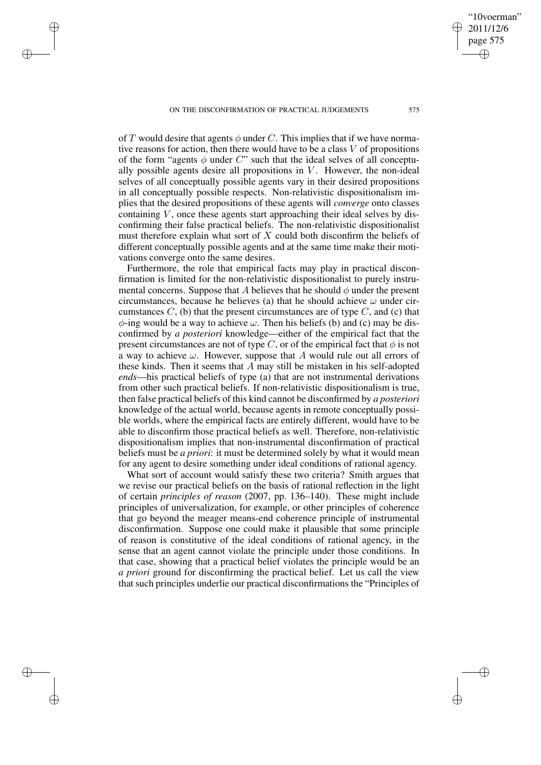of $T$ would desire that agents $\phi$ under $C$. This implies that if we have normative reasons for action, then there would have to be a class $V$ of propositions of the form "agents $\phi$ under $C$" such that the ideal selves of all conceptually possible agents desire all propositions in $V$. However, the non-ideal selves of all conceptually possible agents vary in their desired propositions in all conceptually possible respects. Non-relativistic dispositionalism implies that the desired propositions of these agents will *converge* onto classes containing $V$, once these agents start approaching their ideal selves by disconfirming their false practical beliefs. The non-relativistic dispositionalist must therefore explain what sort of $X$ could both disconfirm the beliefs of different conceptually possible agents and at the same time make their motivations converge onto the same desires.

Furthermore, the role that empirical facts may play in practical disconfirmation is limited for the non-relativistic dispositionalist to purely instrumental concerns. Suppose that $A$ believes that he should $\phi$ under the present circumstances, because he believes (a) that he should achieve $\omega$ under circumstances $C$, (b) that the present circumstances are of type $C$, and (c) that $\phi$-ing would be a way to achieve $\omega$. Then his beliefs (b) and (c) may be disconfirmed by *a posteriori* knowledge—either of the empirical fact that the present circumstances are not of type $C$, or of the empirical fact that $\phi$ is not a way to achieve $\omega$. However, suppose that $A$ would rule out all errors of these kinds. Then it seems that $A$ may still be mistaken in his self-adopted *ends*—his practical beliefs of type (a) that are not instrumental derivations from other such practical beliefs. If non-relativistic dispositionalism is true, then false practical beliefs of this kind cannot be disconfirmed by *a posteriori* knowledge of the actual world, because agents in remote conceptually possible worlds, where the empirical facts are entirely different, would have to be able to disconfirm those practical beliefs as well. Therefore, non-relativistic dispositionalism implies that non-instrumental disconfirmation of practical beliefs must be *a priori*: it must be determined solely by what it would mean for any agent to desire something under ideal conditions of rational agency.

What sort of account would satisfy these two criteria? Smith argues that we revise our practical beliefs on the basis of rational reflection in the light of certain *principles of reason* (2007, pp. 136–140). These might include principles of universalization, for example, or other principles of coherence that go beyond the meager means-end coherence principle of instrumental disconfirmation. Suppose one could make it plausible that some principle of reason is constitutive of the ideal conditions of rational agency, in the sense that an agent cannot violate the principle under those conditions. In that case, showing that a practical belief violates the principle would be an *a priori* ground for disconfirming the practical belief. Let us call the view that such principles underlie our practical disconfirmations the "Principles of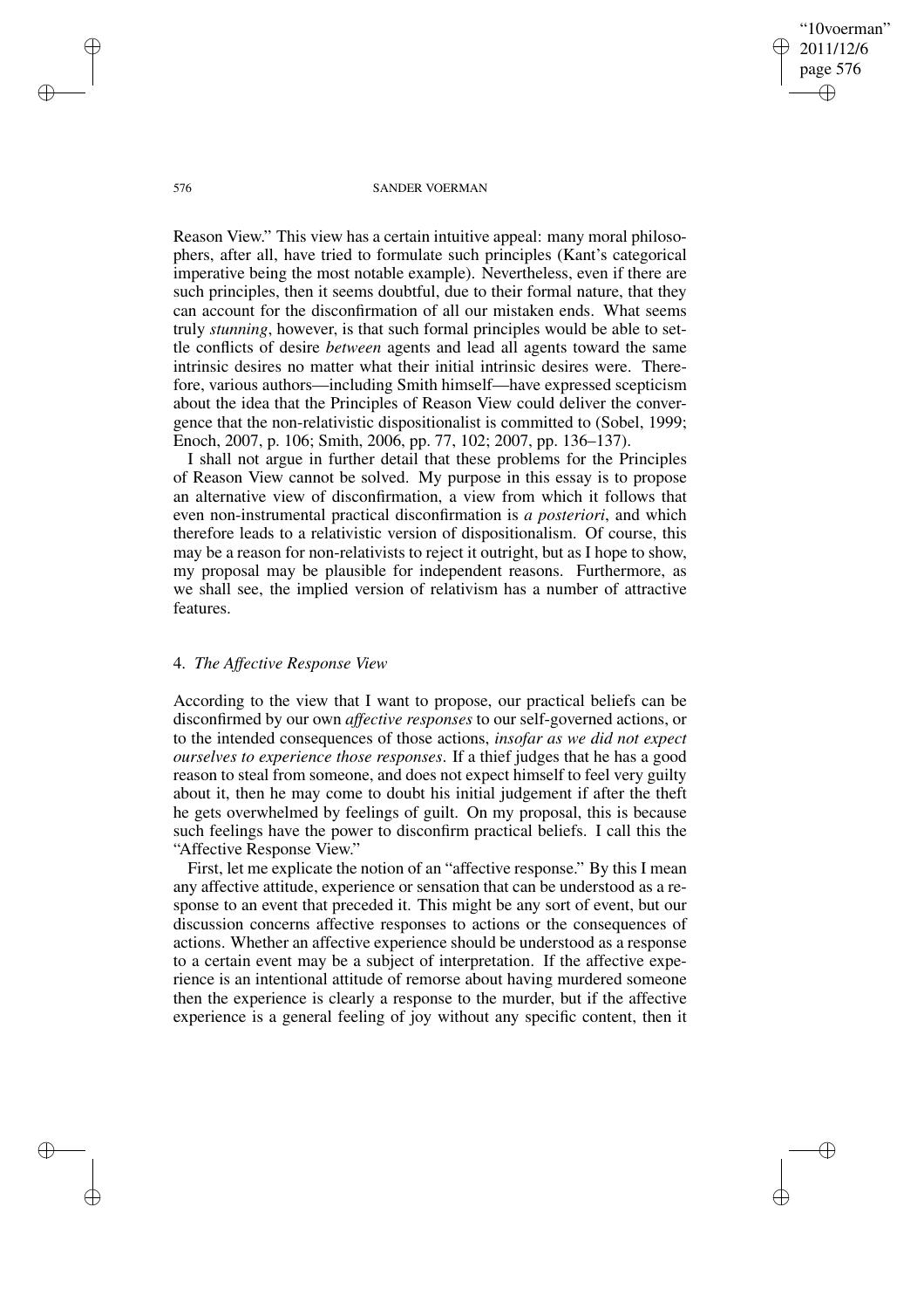Reason View." This view has a certain intuitive appeal: many moral philosophers, after all, have tried to formulate such principles (Kant's categorical imperative being the most notable example). Nevertheless, even if there are such principles, then it seems doubtful, due to their formal nature, that they can account for the disconfirmation of all our mistaken ends. What seems truly *stunning*, however, is that such formal principles would be able to settle conflicts of desire *between* agents and lead all agents toward the same intrinsic desires no matter what their initial intrinsic desires were. Therefore, various authors—including Smith himself—have expressed scepticism about the idea that the Principles of Reason View could deliver the convergence that the non-relativistic dispositionalist is committed to (Sobel, 1999; Enoch, 2007, p. 106; Smith, 2006, pp. 77, 102; 2007, pp. 136–137).

I shall not argue in further detail that these problems for the Principles of Reason View cannot be solved. My purpose in this essay is to propose an alternative view of disconfirmation, a view from which it follows that even non-instrumental practical disconfirmation is *a posteriori*, and which therefore leads to a relativistic version of dispositionalism. Of course, this may be a reason for non-relativists to reject it outright, but as I hope to show, my proposal may be plausible for independent reasons. Furthermore, as we shall see, the implied version of relativism has a number of attractive features.

## 4. *The Affective Response View*

According to the view that I want to propose, our practical beliefs can be disconfirmed by our own *affective responses* to our self-governed actions, or to the intended consequences of those actions, *insofar as we did not expect ourselves to experience those responses*. If a thief judges that he has a good reason to steal from someone, and does not expect himself to feel very guilty about it, then he may come to doubt his initial judgement if after the theft he gets overwhelmed by feelings of guilt. On my proposal, this is because such feelings have the power to disconfirm practical beliefs. I call this the "Affective Response View."

First, let me explicate the notion of an "affective response." By this I mean any affective attitude, experience or sensation that can be understood as a response to an event that preceded it. This might be any sort of event, but our discussion concerns affective responses to actions or the consequences of actions. Whether an affective experience should be understood as a response to a certain event may be a subject of interpretation. If the affective experience is an intentional attitude of remorse about having murdered someone then the experience is clearly a response to the murder, but if the affective experience is a general feeling of joy without any specific content, then it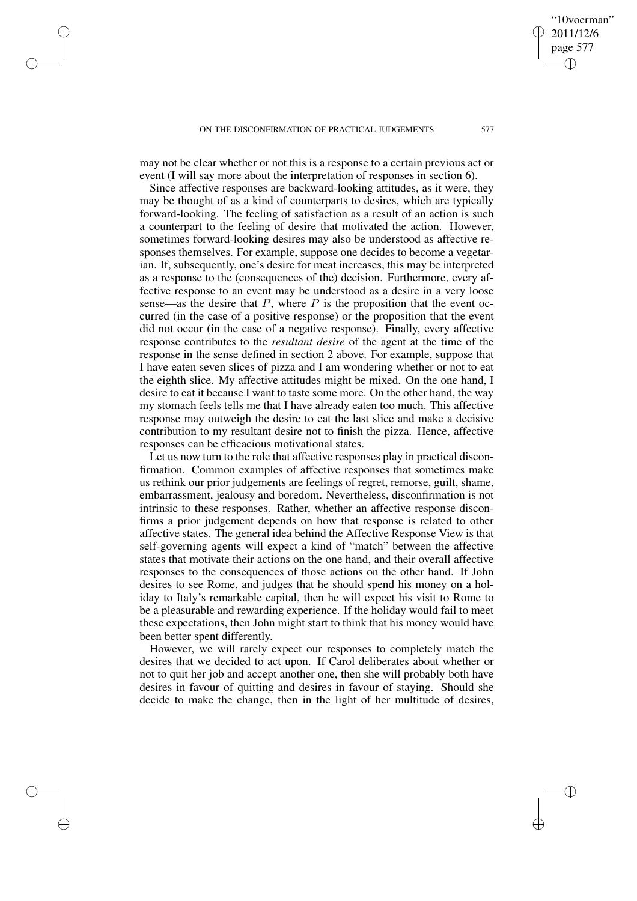may not be clear whether or not this is a response to a certain previous act or event (I will say more about the interpretation of responses in section 6).

Since affective responses are backward-looking attitudes, as it were, they may be thought of as a kind of counterparts to desires, which are typically forward-looking. The feeling of satisfaction as a result of an action is such a counterpart to the feeling of desire that motivated the action. However, sometimes forward-looking desires may also be understood as affective responses themselves. For example, suppose one decides to become a vegetarian. If, subsequently, one's desire for meat increases, this may be interpreted as a response to the (consequences of the) decision. Furthermore, every affective response to an event may be understood as a desire in a very loose sense—as the desire that $P$, where $P$ is the proposition that the event occurred (in the case of a positive response) or the proposition that the event did not occur (in the case of a negative response). Finally, every affective response contributes to the *resultant desire* of the agent at the time of the response in the sense defined in section 2 above. For example, suppose that I have eaten seven slices of pizza and I am wondering whether or not to eat the eighth slice. My affective attitudes might be mixed. On the one hand, I desire to eat it because I want to taste some more. On the other hand, the way my stomach feels tells me that I have already eaten too much. This affective response may outweigh the desire to eat the last slice and make a decisive contribution to my resultant desire not to finish the pizza. Hence, affective responses can be efficacious motivational states.

Let us now turn to the role that affective responses play in practical disconfirmation. Common examples of affective responses that sometimes make us rethink our prior judgements are feelings of regret, remorse, guilt, shame, embarrassment, jealousy and boredom. Nevertheless, disconfirmation is not intrinsic to these responses. Rather, whether an affective response disconfirms a prior judgement depends on how that response is related to other affective states. The general idea behind the Affective Response View is that self-governing agents will expect a kind of "match" between the affective states that motivate their actions on the one hand, and their overall affective responses to the consequences of those actions on the other hand. If John desires to see Rome, and judges that he should spend his money on a holiday to Italy's remarkable capital, then he will expect his visit to Rome to be a pleasurable and rewarding experience. If the holiday would fail to meet these expectations, then John might start to think that his money would have been better spent differently.

However, we will rarely expect our responses to completely match the desires that we decided to act upon. If Carol deliberates about whether or not to quit her job and accept another one, then she will probably both have desires in favour of quitting and desires in favour of staying. Should she decide to make the change, then in the light of her multitude of desires,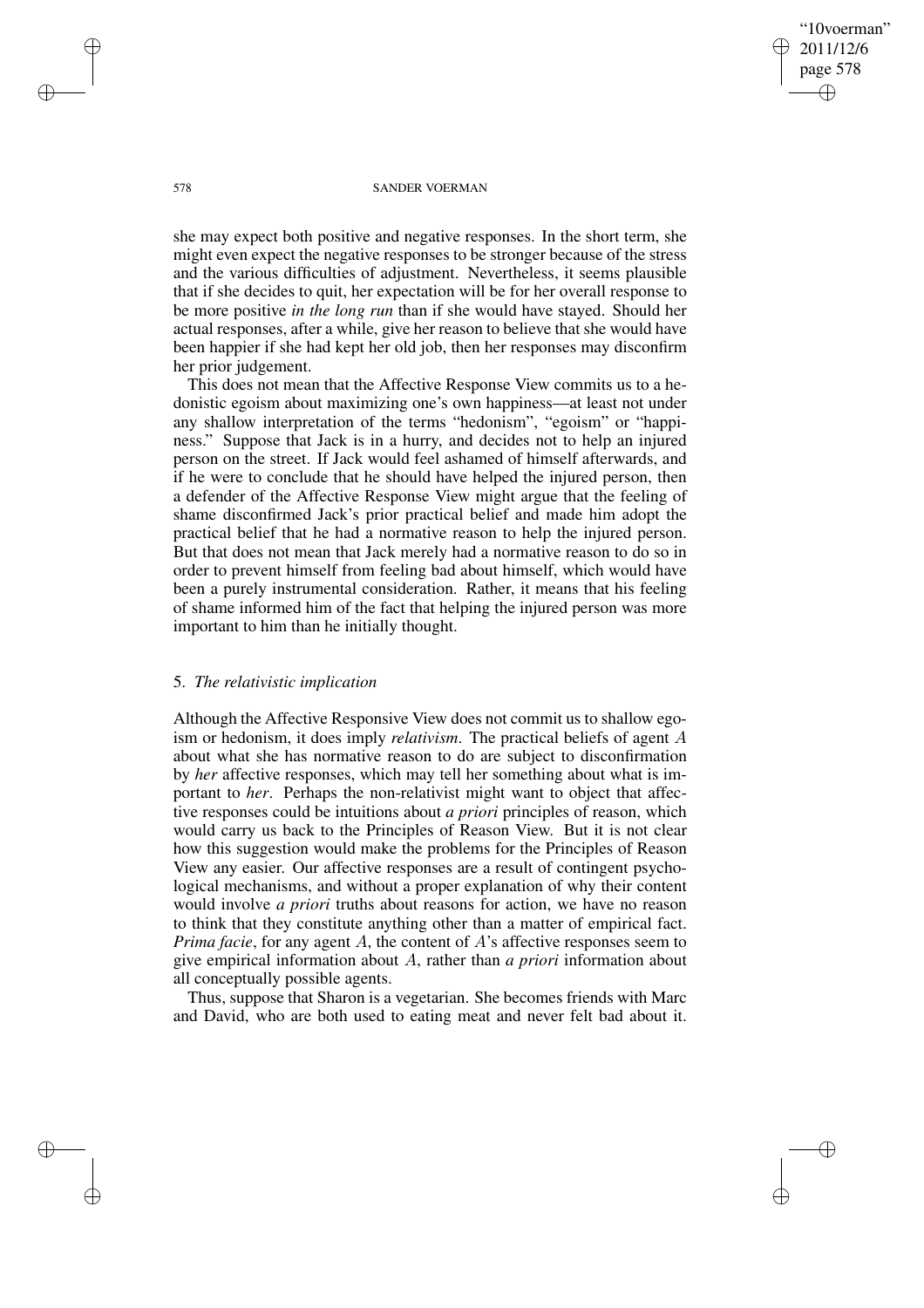she may expect both positive and negative responses. In the short term, she might even expect the negative responses to be stronger because of the stress and the various difficulties of adjustment. Nevertheless, it seems plausible that if she decides to quit, her expectation will be for her overall response to be more positive *in the long run* than if she would have stayed. Should her actual responses, after a while, give her reason to believe that she would have been happier if she had kept her old job, then her responses may disconfirm her prior judgement.

This does not mean that the Affective Response View commits us to a hedonistic egoism about maximizing one's own happiness—at least not under any shallow interpretation of the terms "hedonism", "egoism" or "happiness." Suppose that Jack is in a hurry, and decides not to help an injured person on the street. If Jack would feel ashamed of himself afterwards, and if he were to conclude that he should have helped the injured person, then a defender of the Affective Response View might argue that the feeling of shame disconfirmed Jack's prior practical belief and made him adopt the practical belief that he had a normative reason to help the injured person. But that does not mean that Jack merely had a normative reason to do so in order to prevent himself from feeling bad about himself, which would have been a purely instrumental consideration. Rather, it means that his feeling of shame informed him of the fact that helping the injured person was more important to him than he initially thought.

## 5. *The relativistic implication*

Although the Affective Responsive View does not commit us to shallow egoism or hedonism, it does imply *relativism*. The practical beliefs of agent $A$ about what she has normative reason to do are subject to disconfirmation by *her* affective responses, which may tell her something about what is important to *her*. Perhaps the non-relativist might want to object that affective responses could be intuitions about *a priori* principles of reason, which would carry us back to the Principles of Reason View. But it is not clear how this suggestion would make the problems for the Principles of Reason View any easier. Our affective responses are a result of contingent psychological mechanisms, and without a proper explanation of why their content would involve *a priori* truths about reasons for action, we have no reason to think that they constitute anything other than a matter of empirical fact. *Prima facie*, for any agent $A$, the content of $A$'s affective responses seem to give empirical information about $A$, rather than *a priori* information about all conceptually possible agents.

Thus, suppose that Sharon is a vegetarian. She becomes friends with Marc and David, who are both used to eating meat and never felt bad about it.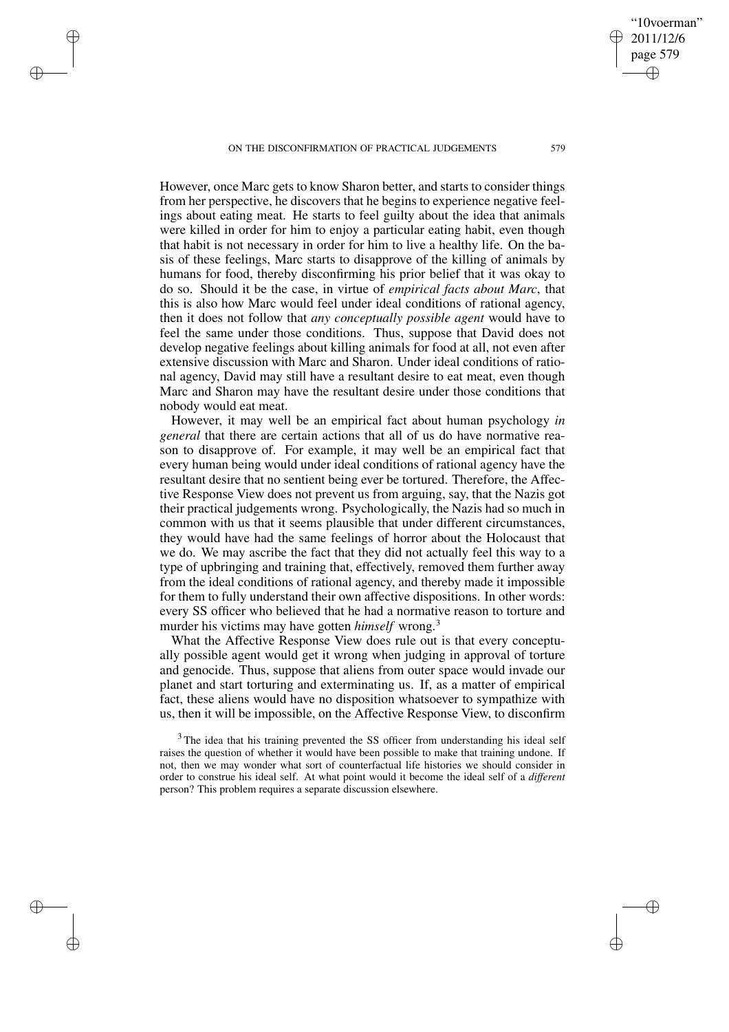However, once Marc gets to know Sharon better, and starts to consider things from her perspective, he discovers that he begins to experience negative feelings about eating meat. He starts to feel guilty about the idea that animals were killed in order for him to enjoy a particular eating habit, even though that habit is not necessary in order for him to live a healthy life. On the basis of these feelings, Marc starts to disapprove of the killing of animals by humans for food, thereby disconfirming his prior belief that it was okay to do so. Should it be the case, in virtue of *empirical facts about Marc*, that this is also how Marc would feel under ideal conditions of rational agency, then it does not follow that *any conceptually possible agent* would have to feel the same under those conditions. Thus, suppose that David does not develop negative feelings about killing animals for food at all, not even after extensive discussion with Marc and Sharon. Under ideal conditions of rational agency, David may still have a resultant desire to eat meat, even though Marc and Sharon may have the resultant desire under those conditions that nobody would eat meat.

However, it may well be an empirical fact about human psychology *in general* that there are certain actions that all of us do have normative reason to disapprove of. For example, it may well be an empirical fact that every human being would under ideal conditions of rational agency have the resultant desire that no sentient being ever be tortured. Therefore, the Affective Response View does not prevent us from arguing, say, that the Nazis got their practical judgements wrong. Psychologically, the Nazis had so much in common with us that it seems plausible that under different circumstances, they would have had the same feelings of horror about the Holocaust that we do. We may ascribe the fact that they did not actually feel this way to a type of upbringing and training that, effectively, removed them further away from the ideal conditions of rational agency, and thereby made it impossible for them to fully understand their own affective dispositions. In other words: every SS officer who believed that he had a normative reason to torture and murder his victims may have gotten *himself* wrong.[3]

What the Affective Response View does rule out is that every conceptually possible agent would get it wrong when judging in approval of torture and genocide. Thus, suppose that aliens from outer space would invade our planet and start torturing and exterminating us. If, as a matter of empirical fact, these aliens would have no disposition whatsoever to sympathize with us, then it will be impossible, on the Affective Response View, to disconfirm

[3] The idea that his training prevented the SS officer from understanding his ideal self raises the question of whether it would have been possible to make that training undone. If not, then we may wonder what sort of counterfactual life histories we should consider in order to construe his ideal self. At what point would it become the ideal self of a *different* person? This problem requires a separate discussion elsewhere.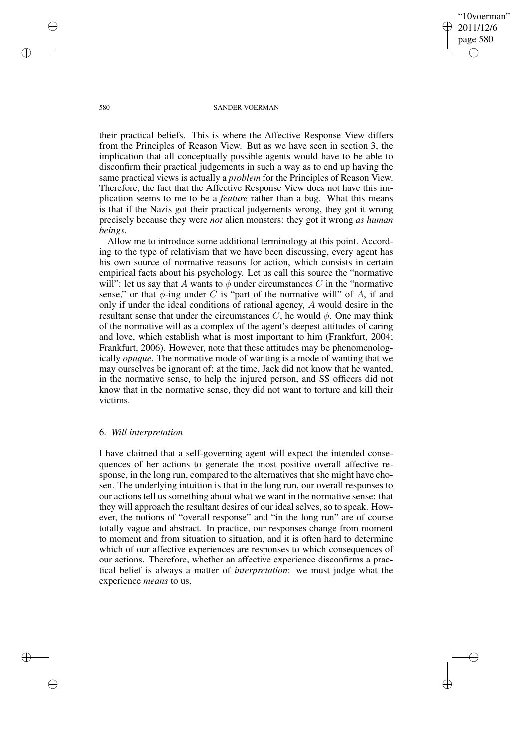their practical beliefs. This is where the Affective Response View differs from the Principles of Reason View. But as we have seen in section 3, the implication that all conceptually possible agents would have to be able to disconfirm their practical judgements in such a way as to end up having the same practical views is actually a *problem* for the Principles of Reason View. Therefore, the fact that the Affective Response View does not have this implication seems to me to be a *feature* rather than a bug. What this means is that if the Nazis got their practical judgements wrong, they got it wrong precisely because they were *not* alien monsters: they got it wrong *as human beings*.

Allow me to introduce some additional terminology at this point. According to the type of relativism that we have been discussing, every agent has his own source of normative reasons for action, which consists in certain empirical facts about his psychology. Let us call this source the "normative will": let us say that $A$ wants to $\phi$ under circumstances $C$ in the "normative sense," or that $\phi$-ing under $C$ is "part of the normative will" of $A$, if and only if under the ideal conditions of rational agency, $A$ would desire in the resultant sense that under the circumstances $C$, he would $\phi$. One may think of the normative will as a complex of the agent's deepest attitudes of caring and love, which establish what is most important to him (Frankfurt, 2004; Frankfurt, 2006). However, note that these attitudes may be phenomenologically *opaque*. The normative mode of wanting is a mode of wanting that we may ourselves be ignorant of: at the time, Jack did not know that he wanted, in the normative sense, to help the injured person, and SS officers did not know that in the normative sense, they did not want to torture and kill their victims.

## 6. *Will interpretation*

I have claimed that a self-governing agent will expect the intended consequences of her actions to generate the most positive overall affective response, in the long run, compared to the alternatives that she might have chosen. The underlying intuition is that in the long run, our overall responses to our actions tell us something about what we want in the normative sense: that they will approach the resultant desires of our ideal selves, so to speak. However, the notions of "overall response" and "in the long run" are of course totally vague and abstract. In practice, our responses change from moment to moment and from situation to situation, and it is often hard to determine which of our affective experiences are responses to which consequences of our actions. Therefore, whether an affective experience disconfirms a practical belief is always a matter of *interpretation*: we must judge what the experience *means* to us.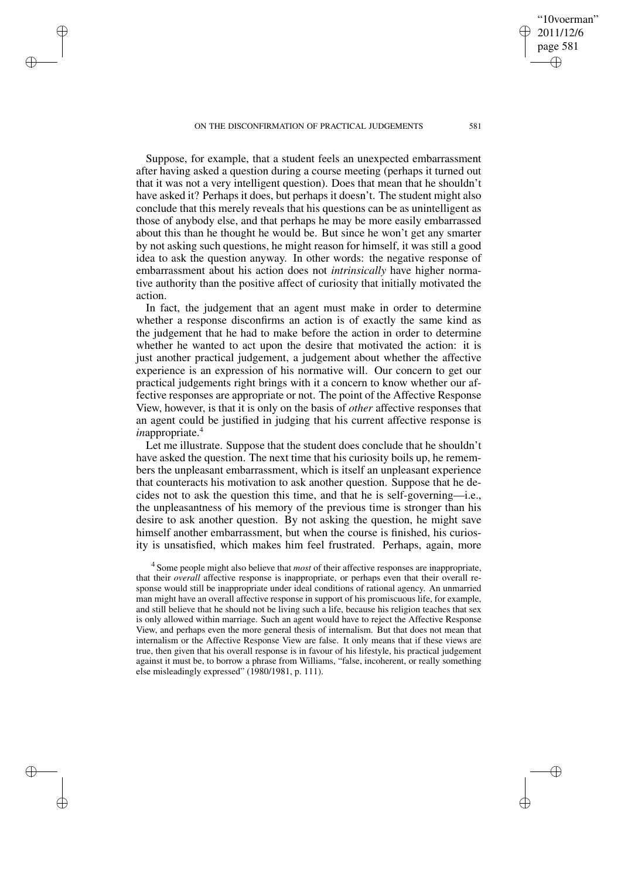Suppose, for example, that a student feels an unexpected embarrassment after having asked a question during a course meeting (perhaps it turned out that it was not a very intelligent question). Does that mean that he shouldn't have asked it? Perhaps it does, but perhaps it doesn't. The student might also conclude that this merely reveals that his questions can be as unintelligent as those of anybody else, and that perhaps he may be more easily embarrassed about this than he thought he would be. But since he won't get any smarter by not asking such questions, he might reason for himself, it was still a good idea to ask the question anyway. In other words: the negative response of embarrassment about his action does not *intrinsically* have higher normative authority than the positive affect of curiosity that initially motivated the action.

In fact, the judgement that an agent must make in order to determine whether a response disconfirms an action is of exactly the same kind as the judgement that he had to make before the action in order to determine whether he wanted to act upon the desire that motivated the action: it is just another practical judgement, a judgement about whether the affective experience is an expression of his normative will. Our concern to get our practical judgements right brings with it a concern to know whether our affective responses are appropriate or not. The point of the Affective Response View, however, is that it is only on the basis of *other* affective responses that an agent could be justified in judging that his current affective response is *in*appropriate.[4]

Let me illustrate. Suppose that the student does conclude that he shouldn't have asked the question. The next time that his curiosity boils up, he remembers the unpleasant embarrassment, which is itself an unpleasant experience that counteracts his motivation to ask another question. Suppose that he decides not to ask the question this time, and that he is self-governing—i.e., the unpleasantness of his memory of the previous time is stronger than his desire to ask another question. By not asking the question, he might save himself another embarrassment, but when the course is finished, his curiosity is unsatisfied, which makes him feel frustrated. Perhaps, again, more

[4] Some people might also believe that *most* of their affective responses are inappropriate, that their *overall* affective response is inappropriate, or perhaps even that their overall response would still be inappropriate under ideal conditions of rational agency. An unmarried man might have an overall affective response in support of his promiscuous life, for example, and still believe that he should not be living such a life, because his religion teaches that sex is only allowed within marriage. Such an agent would have to reject the Affective Response View, and perhaps even the more general thesis of internalism. But that does not mean that internalism or the Affective Response View are false. It only means that if these views are true, then given that his overall response is in favour of his lifestyle, his practical judgement against it must be, to borrow a phrase from Williams, "false, incoherent, or really something else misleadingly expressed" (1980/1981, p. 111).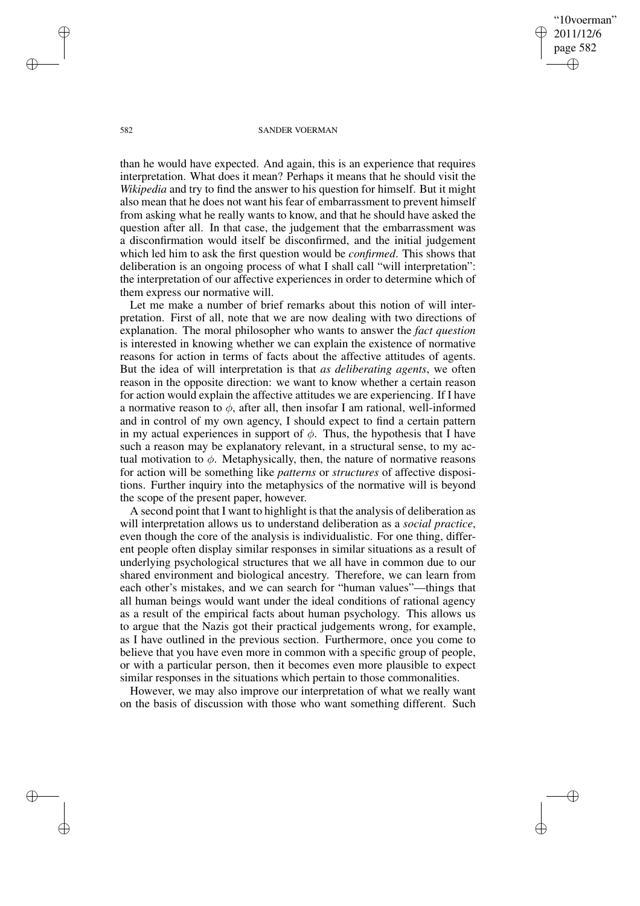than he would have expected. And again, this is an experience that requires interpretation. What does it mean? Perhaps it means that he should visit the *Wikipedia* and try to find the answer to his question for himself. But it might also mean that he does not want his fear of embarrassment to prevent himself from asking what he really wants to know, and that he should have asked the question after all. In that case, the judgement that the embarrassment was a disconfirmation would itself be disconfirmed, and the initial judgement which led him to ask the first question would be *confirmed*. This shows that deliberation is an ongoing process of what I shall call "will interpretation": the interpretation of our affective experiences in order to determine which of them express our normative will.

Let me make a number of brief remarks about this notion of will interpretation. First of all, note that we are now dealing with two directions of explanation. The moral philosopher who wants to answer the *fact question* is interested in knowing whether we can explain the existence of normative reasons for action in terms of facts about the affective attitudes of agents. But the idea of will interpretation is that *as deliberating agents*, we often reason in the opposite direction: we want to know whether a certain reason for action would explain the affective attitudes we are experiencing. If I have a normative reason to $\phi$, after all, then insofar I am rational, well-informed and in control of my own agency, I should expect to find a certain pattern in my actual experiences in support of $\phi$. Thus, the hypothesis that I have such a reason may be explanatory relevant, in a structural sense, to my actual motivation to $\phi$. Metaphysically, then, the nature of normative reasons for action will be something like *patterns* or *structures* of affective dispositions. Further inquiry into the metaphysics of the normative will is beyond the scope of the present paper, however.

A second point that I want to highlight is that the analysis of deliberation as will interpretation allows us to understand deliberation as a *social practice*, even though the core of the analysis is individualistic. For one thing, different people often display similar responses in similar situations as a result of underlying psychological structures that we all have in common due to our shared environment and biological ancestry. Therefore, we can learn from each other's mistakes, and we can search for "human values"—things that all human beings would want under the ideal conditions of rational agency as a result of the empirical facts about human psychology. This allows us to argue that the Nazis got their practical judgements wrong, for example, as I have outlined in the previous section. Furthermore, once you come to believe that you have even more in common with a specific group of people, or with a particular person, then it becomes even more plausible to expect similar responses in the situations which pertain to those commonalities.

However, we may also improve our interpretation of what we really want on the basis of discussion with those who want something different. Such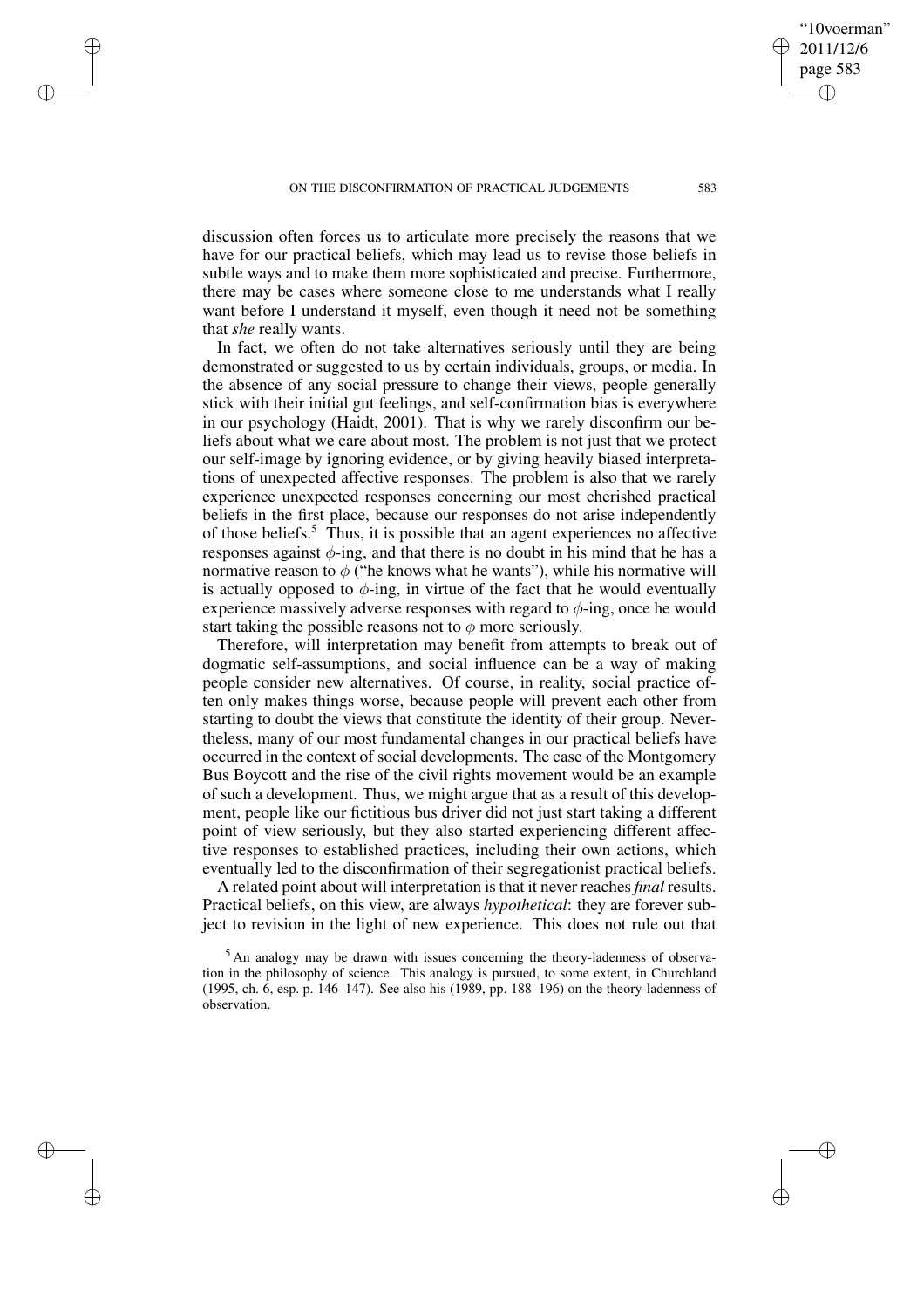discussion often forces us to articulate more precisely the reasons that we have for our practical beliefs, which may lead us to revise those beliefs in subtle ways and to make them more sophisticated and precise. Furthermore, there may be cases where someone close to me understands what I really want before I understand it myself, even though it need not be something that *she* really wants.

In fact, we often do not take alternatives seriously until they are being demonstrated or suggested to us by certain individuals, groups, or media. In the absence of any social pressure to change their views, people generally stick with their initial gut feelings, and self-confirmation bias is everywhere in our psychology (Haidt, 2001). That is why we rarely disconfirm our beliefs about what we care about most. The problem is not just that we protect our self-image by ignoring evidence, or by giving heavily biased interpretations of unexpected affective responses. The problem is also that we rarely experience unexpected responses concerning our most cherished practical beliefs in the first place, because our responses do not arise independently of those beliefs.[5] Thus, it is possible that an agent experiences no affective responses against $\phi$-ing, and that there is no doubt in his mind that he has a normative reason to $\phi$ ("he knows what he wants"), while his normative will is actually opposed to $\phi$-ing, in virtue of the fact that he would eventually experience massively adverse responses with regard to $\phi$-ing, once he would start taking the possible reasons not to $\phi$ more seriously.

Therefore, will interpretation may benefit from attempts to break out of dogmatic self-assumptions, and social influence can be a way of making people consider new alternatives. Of course, in reality, social practice often only makes things worse, because people will prevent each other from starting to doubt the views that constitute the identity of their group. Nevertheless, many of our most fundamental changes in our practical beliefs have occurred in the context of social developments. The case of the Montgomery Bus Boycott and the rise of the civil rights movement would be an example of such a development. Thus, we might argue that as a result of this development, people like our fictitious bus driver did not just start taking a different point of view seriously, but they also started experiencing different affective responses to established practices, including their own actions, which eventually led to the disconfirmation of their segregationist practical beliefs.

A related point about will interpretation is that it never reaches *final* results. Practical beliefs, on this view, are always *hypothetical*: they are forever subject to revision in the light of new experience. This does not rule out that

[5] An analogy may be drawn with issues concerning the theory-ladenness of observation in the philosophy of science. This analogy is pursued, to some extent, in Churchland (1995, ch. 6, esp. p. 146–147). See also his (1989, pp. 188–196) on the theory-ladenness of observation.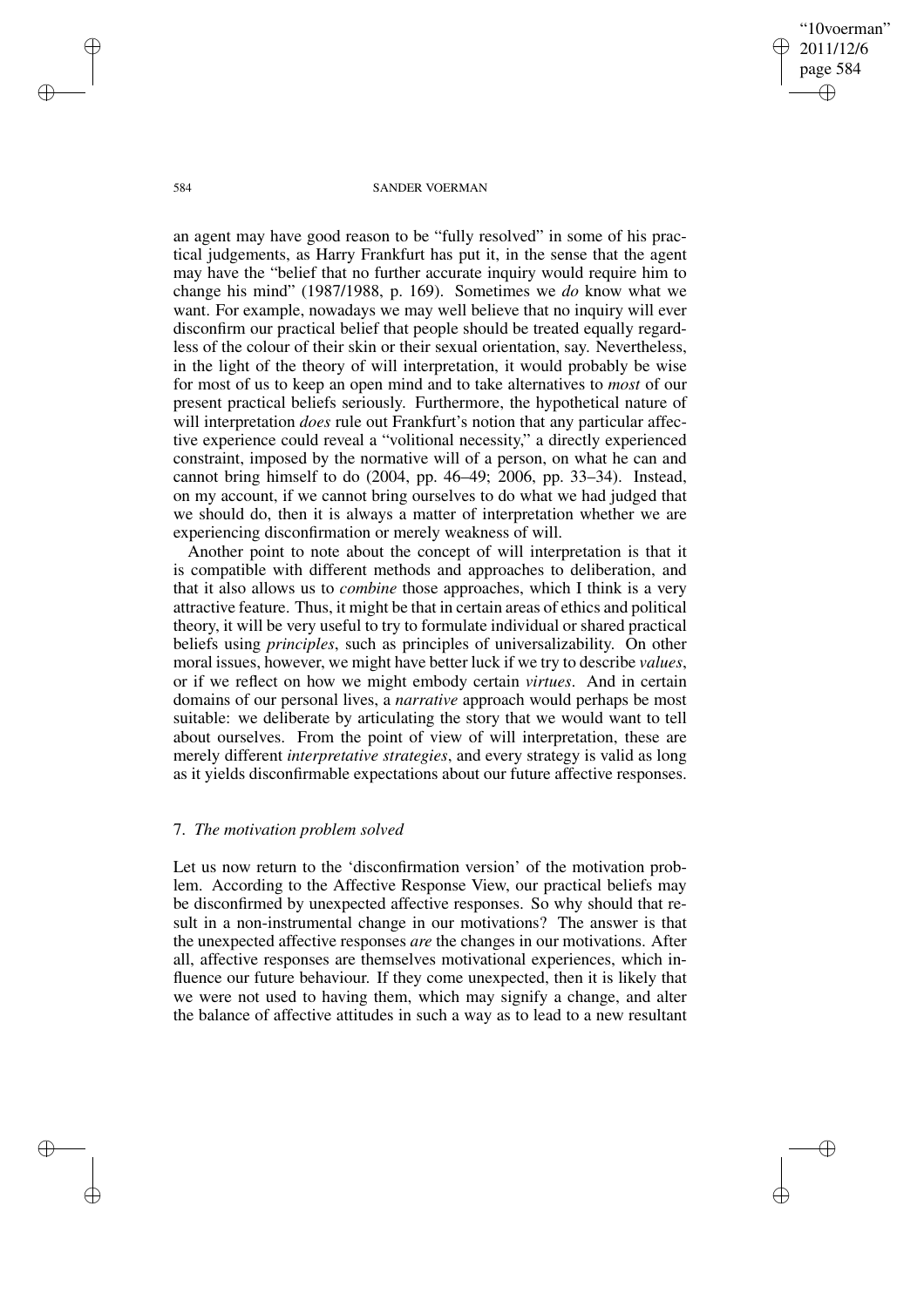an agent may have good reason to be "fully resolved" in some of his practical judgements, as Harry Frankfurt has put it, in the sense that the agent may have the "belief that no further accurate inquiry would require him to change his mind" (1987/1988, p. 169). Sometimes we *do* know what we want. For example, nowadays we may well believe that no inquiry will ever disconfirm our practical belief that people should be treated equally regardless of the colour of their skin or their sexual orientation, say. Nevertheless, in the light of the theory of will interpretation, it would probably be wise for most of us to keep an open mind and to take alternatives to *most* of our present practical beliefs seriously. Furthermore, the hypothetical nature of will interpretation *does* rule out Frankfurt's notion that any particular affective experience could reveal a "volitional necessity," a directly experienced constraint, imposed by the normative will of a person, on what he can and cannot bring himself to do (2004, pp. 46–49; 2006, pp. 33–34). Instead, on my account, if we cannot bring ourselves to do what we had judged that we should do, then it is always a matter of interpretation whether we are experiencing disconfirmation or merely weakness of will.

Another point to note about the concept of will interpretation is that it is compatible with different methods and approaches to deliberation, and that it also allows us to *combine* those approaches, which I think is a very attractive feature. Thus, it might be that in certain areas of ethics and political theory, it will be very useful to try to formulate individual or shared practical beliefs using *principles*, such as principles of universalizability. On other moral issues, however, we might have better luck if we try to describe *values*, or if we reflect on how we might embody certain *virtues*. And in certain domains of our personal lives, a *narrative* approach would perhaps be most suitable: we deliberate by articulating the story that we would want to tell about ourselves. From the point of view of will interpretation, these are merely different *interpretative strategies*, and every strategy is valid as long as it yields disconfirmable expectations about our future affective responses.

## 7. *The motivation problem solved*

Let us now return to the 'disconfirmation version' of the motivation problem. According to the Affective Response View, our practical beliefs may be disconfirmed by unexpected affective responses. So why should that result in a non-instrumental change in our motivations? The answer is that the unexpected affective responses *are* the changes in our motivations. After all, affective responses are themselves motivational experiences, which influence our future behaviour. If they come unexpected, then it is likely that we were not used to having them, which may signify a change, and alter the balance of affective attitudes in such a way as to lead to a new resultant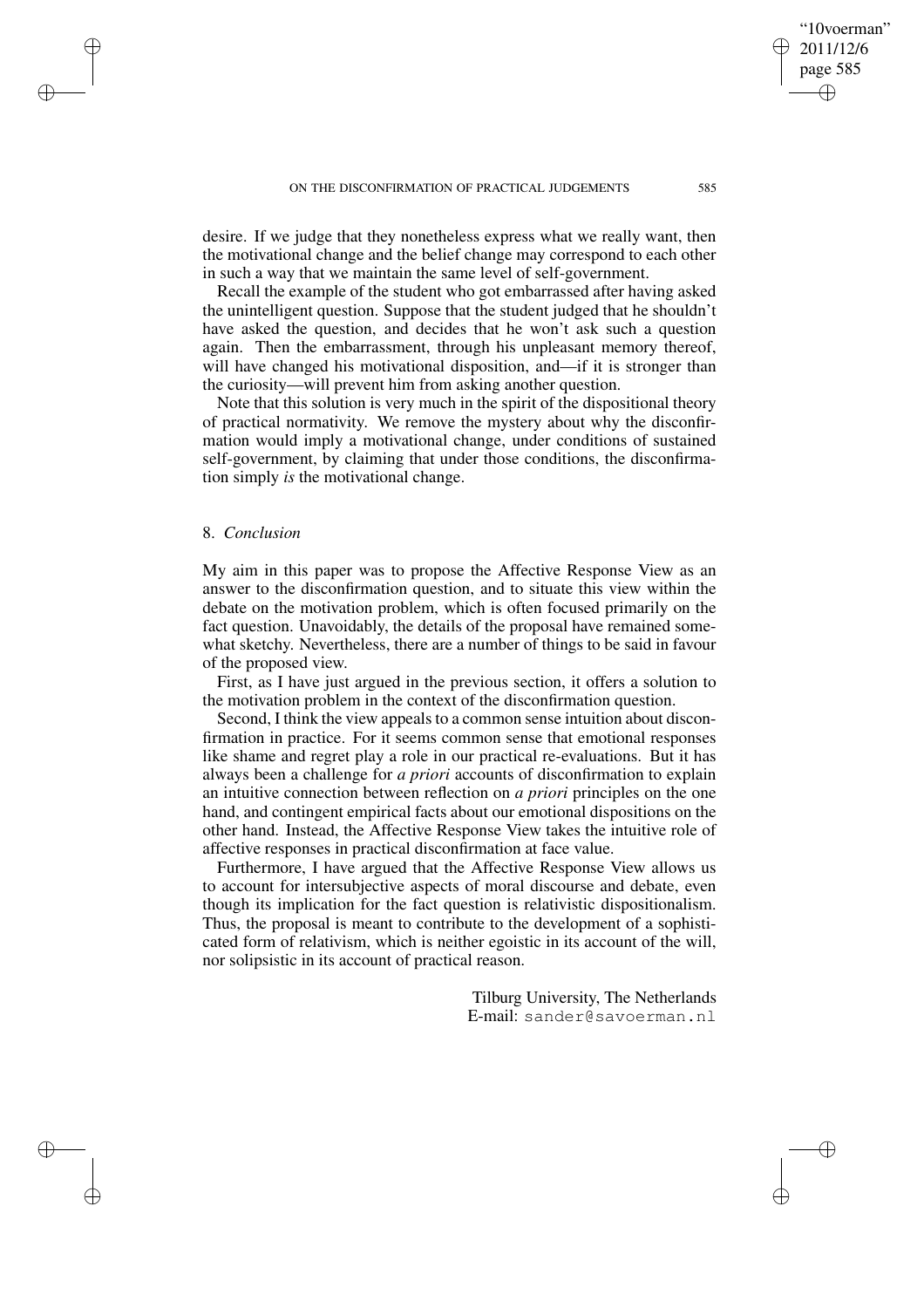desire. If we judge that they nonetheless express what we really want, then the motivational change and the belief change may correspond to each other in such a way that we maintain the same level of self-government.

Recall the example of the student who got embarrassed after having asked the unintelligent question. Suppose that the student judged that he shouldn't have asked the question, and decides that he won't ask such a question again. Then the embarrassment, through his unpleasant memory thereof, will have changed his motivational disposition, and—if it is stronger than the curiosity—will prevent him from asking another question.

Note that this solution is very much in the spirit of the dispositional theory of practical normativity. We remove the mystery about why the disconfirmation would imply a motivational change, under conditions of sustained self-government, by claiming that under those conditions, the disconfirmation simply *is* the motivational change.

## 8. *Conclusion*

My aim in this paper was to propose the Affective Response View as an answer to the disconfirmation question, and to situate this view within the debate on the motivation problem, which is often focused primarily on the fact question. Unavoidably, the details of the proposal have remained somewhat sketchy. Nevertheless, there are a number of things to be said in favour of the proposed view.

First, as I have just argued in the previous section, it offers a solution to the motivation problem in the context of the disconfirmation question.

Second, I think the view appeals to a common sense intuition about disconfirmation in practice. For it seems common sense that emotional responses like shame and regret play a role in our practical re-evaluations. But it has always been a challenge for *a priori* accounts of disconfirmation to explain an intuitive connection between reflection on *a priori* principles on the one hand, and contingent empirical facts about our emotional dispositions on the other hand. Instead, the Affective Response View takes the intuitive role of affective responses in practical disconfirmation at face value.

Furthermore, I have argued that the Affective Response View allows us to account for intersubjective aspects of moral discourse and debate, even though its implication for the fact question is relativistic dispositionalism. Thus, the proposal is meant to contribute to the development of a sophisticated form of relativism, which is neither egoistic in its account of the will, nor solipsistic in its account of practical reason.

Tilburg University, The Netherlands
E-mail: sander@savoerman.nl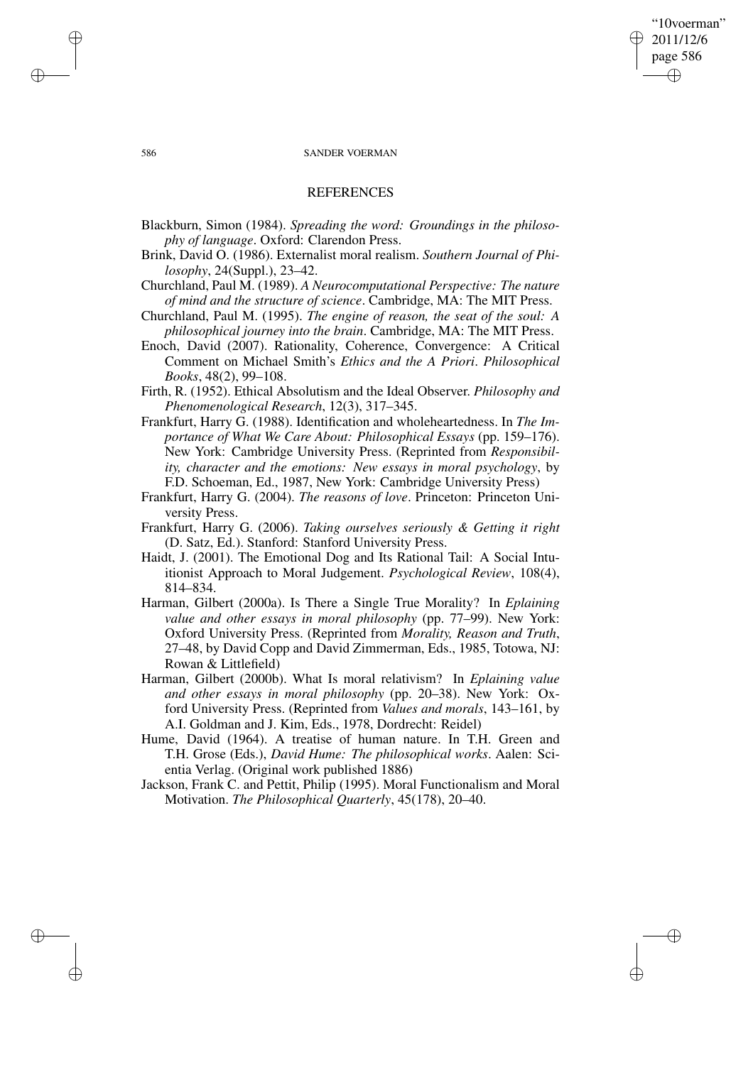## REFERENCES

Blackburn, Simon (1984). *Spreading the word: Groundings in the philosophy of language*. Oxford: Clarendon Press.

Brink, David O. (1986). Externalist moral realism. *Southern Journal of Philosophy*, 24(Suppl.), 23–42.

Churchland, Paul M. (1989). *A Neurocomputational Perspective: The nature of mind and the structure of science*. Cambridge, MA: The MIT Press.

Churchland, Paul M. (1995). *The engine of reason, the seat of the soul: A philosophical journey into the brain*. Cambridge, MA: The MIT Press.

Enoch, David (2007). Rationality, Coherence, Convergence: A Critical Comment on Michael Smith's *Ethics and the A Priori*. *Philosophical Books*, 48(2), 99–108.

Firth, R. (1952). Ethical Absolutism and the Ideal Observer. *Philosophy and Phenomenological Research*, 12(3), 317–345.

Frankfurt, Harry G. (1988). Identification and wholeheartedness. In *The Importance of What We Care About: Philosophical Essays* (pp. 159–176). New York: Cambridge University Press. (Reprinted from *Responsibility, character and the emotions: New essays in moral psychology*, by F.D. Schoeman, Ed., 1987, New York: Cambridge University Press)

Frankfurt, Harry G. (2004). *The reasons of love*. Princeton: Princeton University Press.

Frankfurt, Harry G. (2006). *Taking ourselves seriously & Getting it right* (D. Satz, Ed.). Stanford: Stanford University Press.

Haidt, J. (2001). The Emotional Dog and Its Rational Tail: A Social Intuitionist Approach to Moral Judgement. *Psychological Review*, 108(4), 814–834.

Harman, Gilbert (2000a). Is There a Single True Morality? In *Eplaining value and other essays in moral philosophy* (pp. 77–99). New York: Oxford University Press. (Reprinted from *Morality, Reason and Truth*, 27–48, by David Copp and David Zimmerman, Eds., 1985, Totowa, NJ: Rowan & Littlefield)

Harman, Gilbert (2000b). What Is moral relativism? In *Eplaining value and other essays in moral philosophy* (pp. 20–38). New York: Oxford University Press. (Reprinted from *Values and morals*, 143–161, by A.I. Goldman and J. Kim, Eds., 1978, Dordrecht: Reidel)

Hume, David (1964). A treatise of human nature. In T.H. Green and T.H. Grose (Eds.), *David Hume: The philosophical works*. Aalen: Scientia Verlag. (Original work published 1886)

Jackson, Frank C. and Pettit, Philip (1995). Moral Functionalism and Moral Motivation. *The Philosophical Quarterly*, 45(178), 20–40.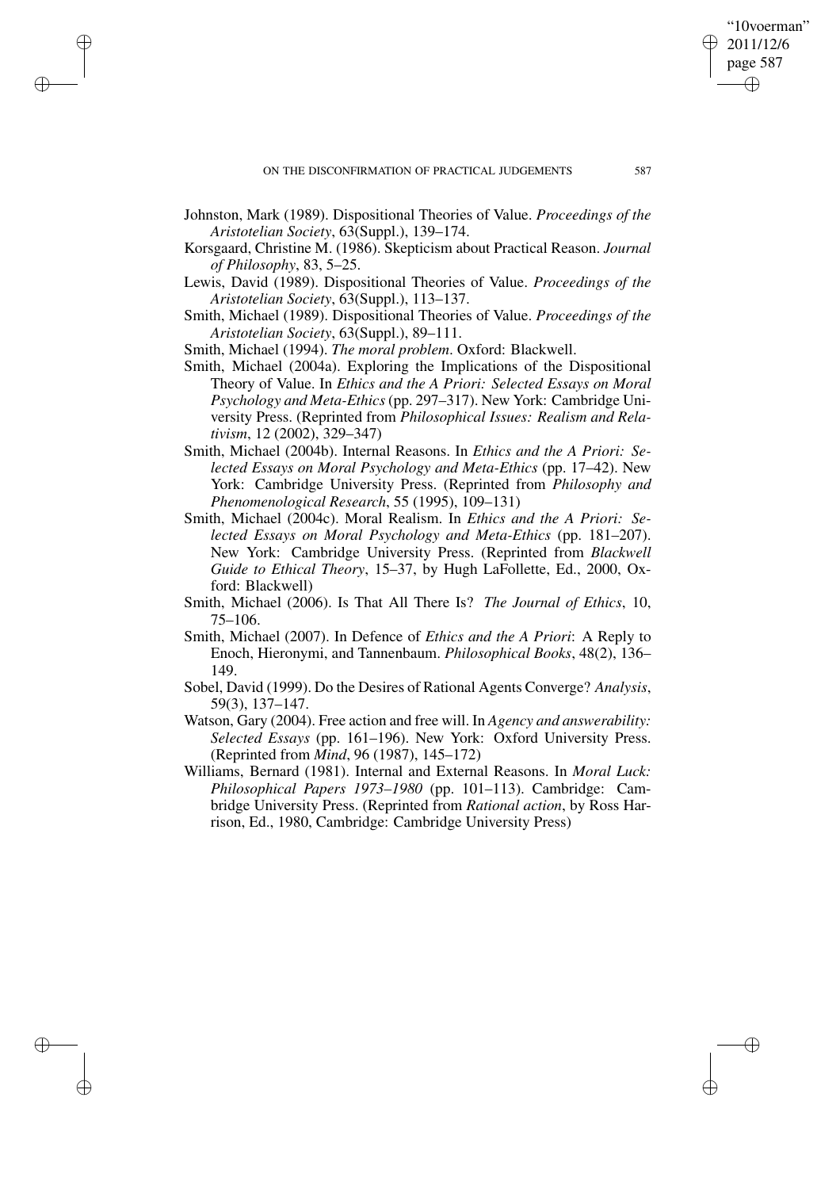Johnston, Mark (1989). Dispositional Theories of Value. *Proceedings of the Aristotelian Society*, 63(Suppl.), 139–174.

Korsgaard, Christine M. (1986). Skepticism about Practical Reason. *Journal of Philosophy*, 83, 5–25.

Lewis, David (1989). Dispositional Theories of Value. *Proceedings of the Aristotelian Society*, 63(Suppl.), 113–137.

Smith, Michael (1989). Dispositional Theories of Value. *Proceedings of the Aristotelian Society*, 63(Suppl.), 89–111.

Smith, Michael (1994). *The moral problem*. Oxford: Blackwell.

Smith, Michael (2004a). Exploring the Implications of the Dispositional Theory of Value. In *Ethics and the A Priori: Selected Essays on Moral Psychology and Meta-Ethics* (pp. 297–317). New York: Cambridge University Press. (Reprinted from *Philosophical Issues: Realism and Relativism*, 12 (2002), 329–347)

Smith, Michael (2004b). Internal Reasons. In *Ethics and the A Priori: Selected Essays on Moral Psychology and Meta-Ethics* (pp. 17–42). New York: Cambridge University Press. (Reprinted from *Philosophy and Phenomenological Research*, 55 (1995), 109–131)

Smith, Michael (2004c). Moral Realism. In *Ethics and the A Priori: Selected Essays on Moral Psychology and Meta-Ethics* (pp. 181–207). New York: Cambridge University Press. (Reprinted from *Blackwell Guide to Ethical Theory*, 15–37, by Hugh LaFollette, Ed., 2000, Oxford: Blackwell)

Smith, Michael (2006). Is That All There Is? *The Journal of Ethics*, 10, 75–106.

Smith, Michael (2007). In Defence of *Ethics and the A Priori*: A Reply to Enoch, Hieronymi, and Tannenbaum. *Philosophical Books*, 48(2), 136–149.

Sobel, David (1999). Do the Desires of Rational Agents Converge? *Analysis*, 59(3), 137–147.

Watson, Gary (2004). Free action and free will. In *Agency and answerability: Selected Essays* (pp. 161–196). New York: Oxford University Press. (Reprinted from *Mind*, 96 (1987), 145–172)

Williams, Bernard (1981). Internal and External Reasons. In *Moral Luck: Philosophical Papers 1973–1980* (pp. 101–113). Cambridge: Cambridge University Press. (Reprinted from *Rational action*, by Ross Harrison, Ed., 1980, Cambridge: Cambridge University Press)